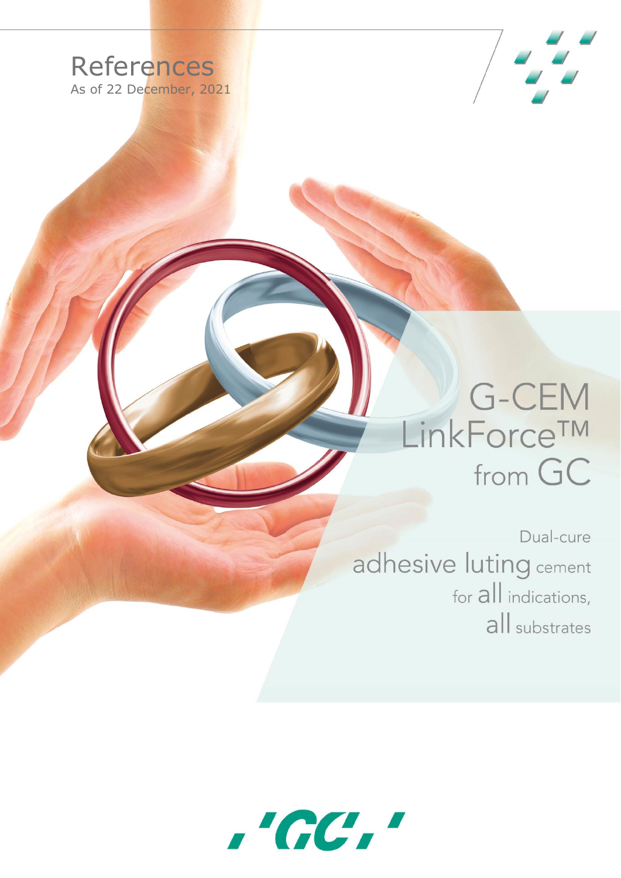# References

As of 22 December, 2021

# G-CEM LinkForce™ from GC

Dual-cure adhesive luting cement for all indications, all substrates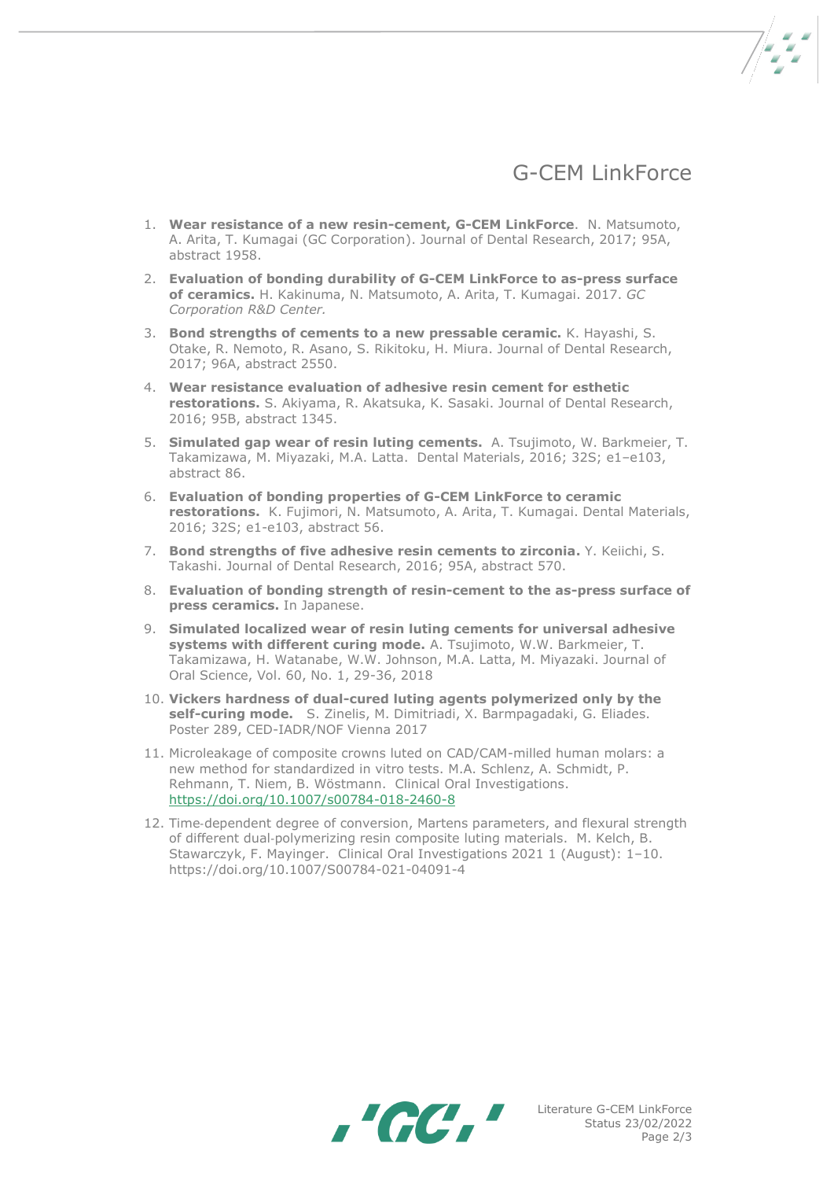# G-CEM LinkForce

1. **Wear resistance of a new resin-cement, G-CEM LinkForce**. N. Matsumoto, A. Arita, T. Kumagai (GC Corporation). Journal of Dental Research, 2017; 95A, abstract 1958.
2. **Evaluation of bonding durability of G-CEM LinkForce to as-press surface of ceramics.** H. Kakinuma, N. Matsumoto, A. Arita, T. Kumagai. 2017. *GC Corporation R&D Center.*
3. **Bond strengths of cements to a new pressable ceramic.** K. Hayashi, S. Otake, R. Nemoto, R. Asano, S. Rikitoku, H. Miura. Journal of Dental Research, 2017; 96A, abstract 2550.
4. **Wear resistance evaluation of adhesive resin cement for esthetic restorations.** S. Akiyama, R. Akatsuka, K. Sasaki. Journal of Dental Research, 2016; 95B, abstract 1345.
5. **Simulated gap wear of resin luting cements.** A. Tsujimoto, W. Barkmeier, T. Takamizawa, M. Miyazaki, M.A. Latta. Dental Materials, 2016; 32S; e1–e103, abstract 86.
6. **Evaluation of bonding properties of G-CEM LinkForce to ceramic restorations.** K. Fujimori, N. Matsumoto, A. Arita, T. Kumagai. Dental Materials, 2016; 32S; e1-e103, abstract 56.
7. **Bond strengths of five adhesive resin cements to zirconia.** Y. Keiichi, S. Takashi. Journal of Dental Research, 2016; 95A, abstract 570.
8. **Evaluation of bonding strength of resin-cement to the as-press surface of press ceramics.** In Japanese.
9. **Simulated localized wear of resin luting cements for universal adhesive systems with different curing mode.** A. Tsujimoto, W.W. Barkmeier, T. Takamizawa, H. Watanabe, W.W. Johnson, M.A. Latta, M. Miyazaki. Journal of Oral Science, Vol. 60, No. 1, 29-36, 2018
10. **Vickers hardness of dual-cured luting agents polymerized only by the self-curing mode.** S. Zinelis, M. Dimitriadi, X. Barmpagadaki, G. Eliades. Poster 289, CED-IADR/NOF Vienna 2017
11. Microleakage of composite crowns luted on CAD/CAM-milled human molars: a new method for standardized in vitro tests. M.A. Schlenz, A. Schmidt, P. Rehmann, T. Niem, B. Wöstmann. Clinical Oral Investigations. https://doi.org/10.1007/s00784-018-2460-8
12. Time-dependent degree of conversion, Martens parameters, and flexural strength of different dual-polymerizing resin composite luting materials. M. Kelch, B. Stawarczyk, F. Mayinger. Clinical Oral Investigations 2021 1 (August): 1–10. https://doi.org/10.1007/S00784-021-04091-4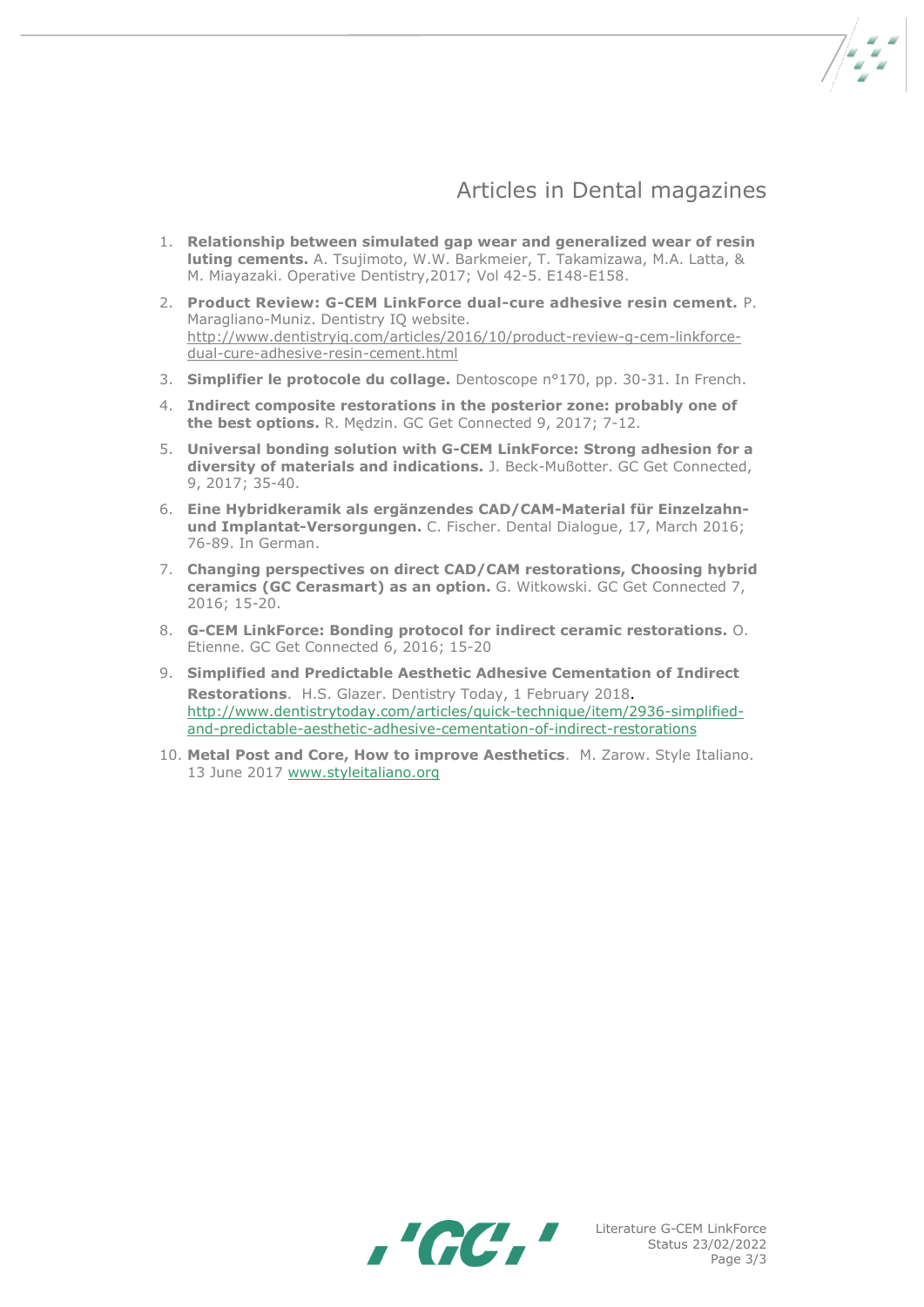## Articles in Dental magazines

1. **Relationship between simulated gap wear and generalized wear of resin luting cements.** A. Tsujimoto, W.W. Barkmeier, T. Takamizawa, M.A. Latta, & M. Miayazaki. Operative Dentistry,2017; Vol 42-5. E148-E158.
2. **Product Review: G-CEM LinkForce dual-cure adhesive resin cement.** P. Maragliano-Muniz. Dentistry IQ website. http://www.dentistryiq.com/articles/2016/10/product-review-g-cem-linkforce-dual-cure-adhesive-resin-cement.html
3. **Simplifier le protocole du collage.** Dentoscope n°170, pp. 30-31. In French.
4. **Indirect composite restorations in the posterior zone: probably one of the best options.** R. Mędzin. GC Get Connected 9, 2017; 7-12.
5. **Universal bonding solution with G-CEM LinkForce: Strong adhesion for a diversity of materials and indications.** J. Beck-Mußotter. GC Get Connected, 9, 2017; 35-40.
6. **Eine Hybridkeramik als ergänzendes CAD/CAM-Material für Einzelzahn- und Implantat-Versorgungen.** C. Fischer. Dental Dialogue, 17, March 2016; 76-89. In German.
7. **Changing perspectives on direct CAD/CAM restorations, Choosing hybrid ceramics (GC Cerasmart) as an option.** G. Witkowski. GC Get Connected 7, 2016; 15-20.
8. **G-CEM LinkForce: Bonding protocol for indirect ceramic restorations.** O. Etienne. GC Get Connected 6, 2016; 15-20
9. **Simplified and Predictable Aesthetic Adhesive Cementation of Indirect Restorations**. H.S. Glazer. Dentistry Today, 1 February 2018. http://www.dentistrytoday.com/articles/quick-technique/item/2936-simplified-and-predictable-aesthetic-adhesive-cementation-of-indirect-restorations
10. **Metal Post and Core, How to improve Aesthetics**. M. Zarow. Style Italiano. 13 June 2017 www.styleitaliano.org